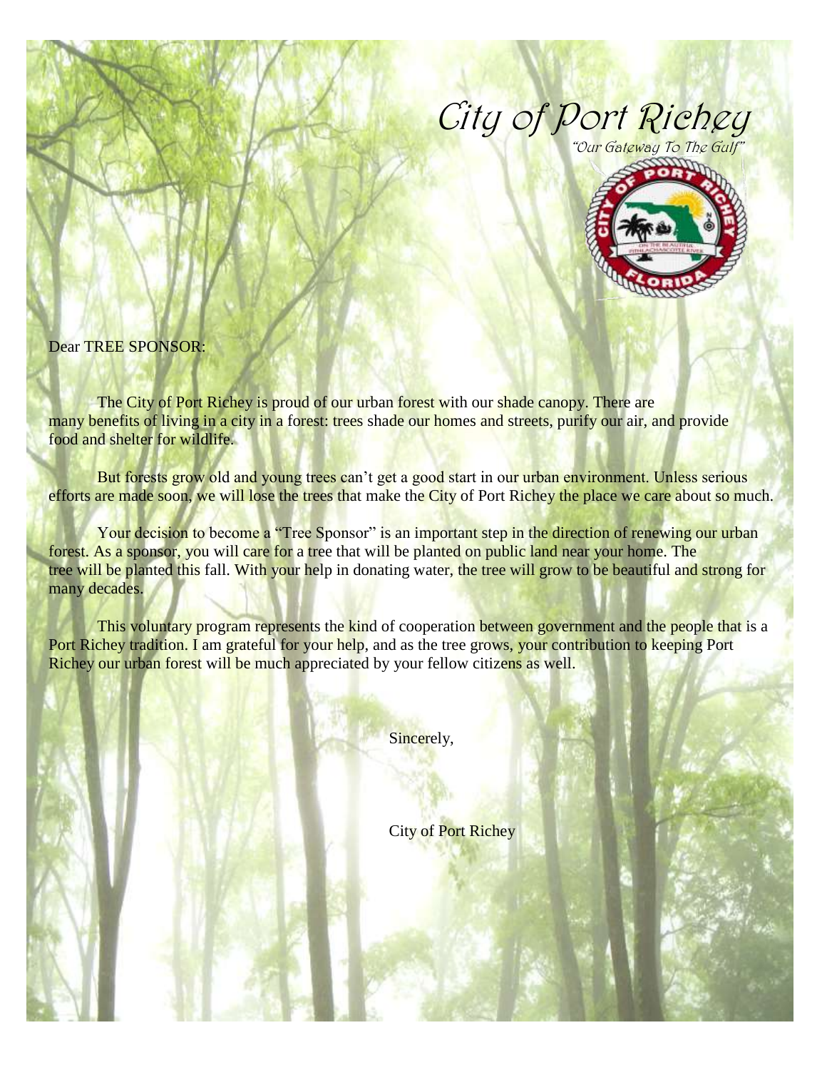# City of Port Richey

*"Our Gateway To The Gulf"*

Dear TREE SPONSOR:

The City of Port Richey is proud of our urban forest with our shade canopy. There are many benefits of living in a city in a forest: trees shade our homes and streets, purify our air, and provide food and shelter for wildlife.

But forests grow old and young trees can't get a good start in our urban environment. Unless serious efforts are made soon, we will lose the trees that make the City of Port Richey the place we care about so much.

Your decision to become a "Tree Sponsor" is an important step in the direction of renewing our urban forest. As a sponsor, you will care for a tree that will be planted on public land near your home. The tree will be planted this fall. With your help in donating water, the tree will grow to be beautiful and strong for many decades.

This voluntary program represents the kind of cooperation between government and the people that is a Port Richey tradition. I am grateful for your help, and as the tree grows, your contribution to keeping Port Richey our urban forest will be much appreciated by your fellow citizens as well.

Sincerely,

City of Port Richey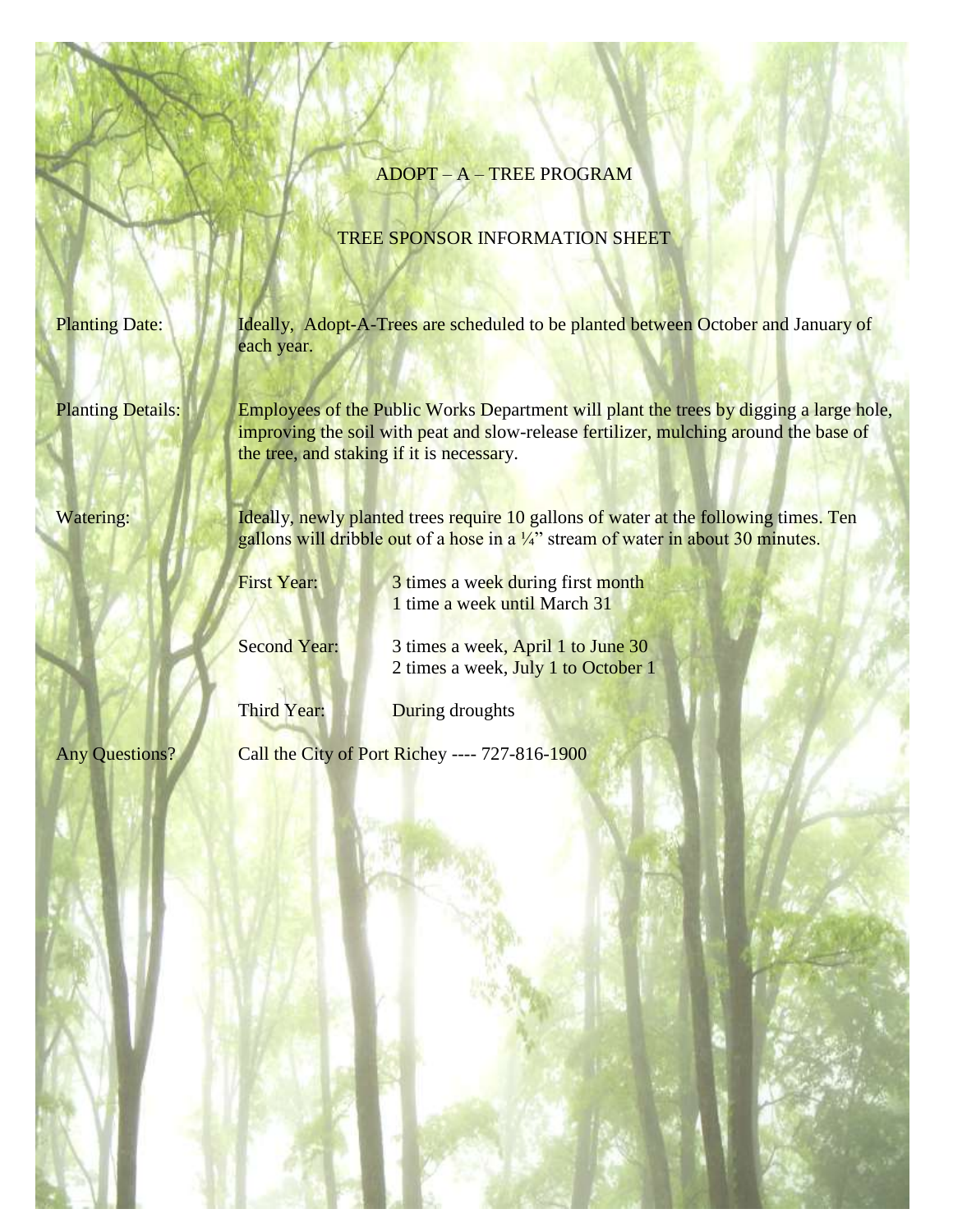# ADOPT – A – TREE PROGRAM

## TREE SPONSOR INFORMATION SHEET

**Planting Date:** Ideally, Adopt-A-Trees are scheduled to be planted between October and January of each year.

**Planting Details:** Employees of the Public Works Department will plant the trees by digging a large hole, improving the soil with peat and slow-release fertilizer, mulching around the base of the tree, and staking if it is necessary.

**Watering:** Ideally, newly planted trees require 10 gallons of water at the following times. Ten gallons will dribble out of a hose in a ¼" stream of water in about 30 minutes.

| | |
|---|---|
| First Year: | 3 times a week during first month<br>1 time a week until March 31 |
| Second Year: | 3 times a week, April 1 to June 30<br>2 times a week, July 1 to October 1 |
| Third Year: | During droughts |

**Any Questions?** Call the City of Port Richey ---- 727-816-1900